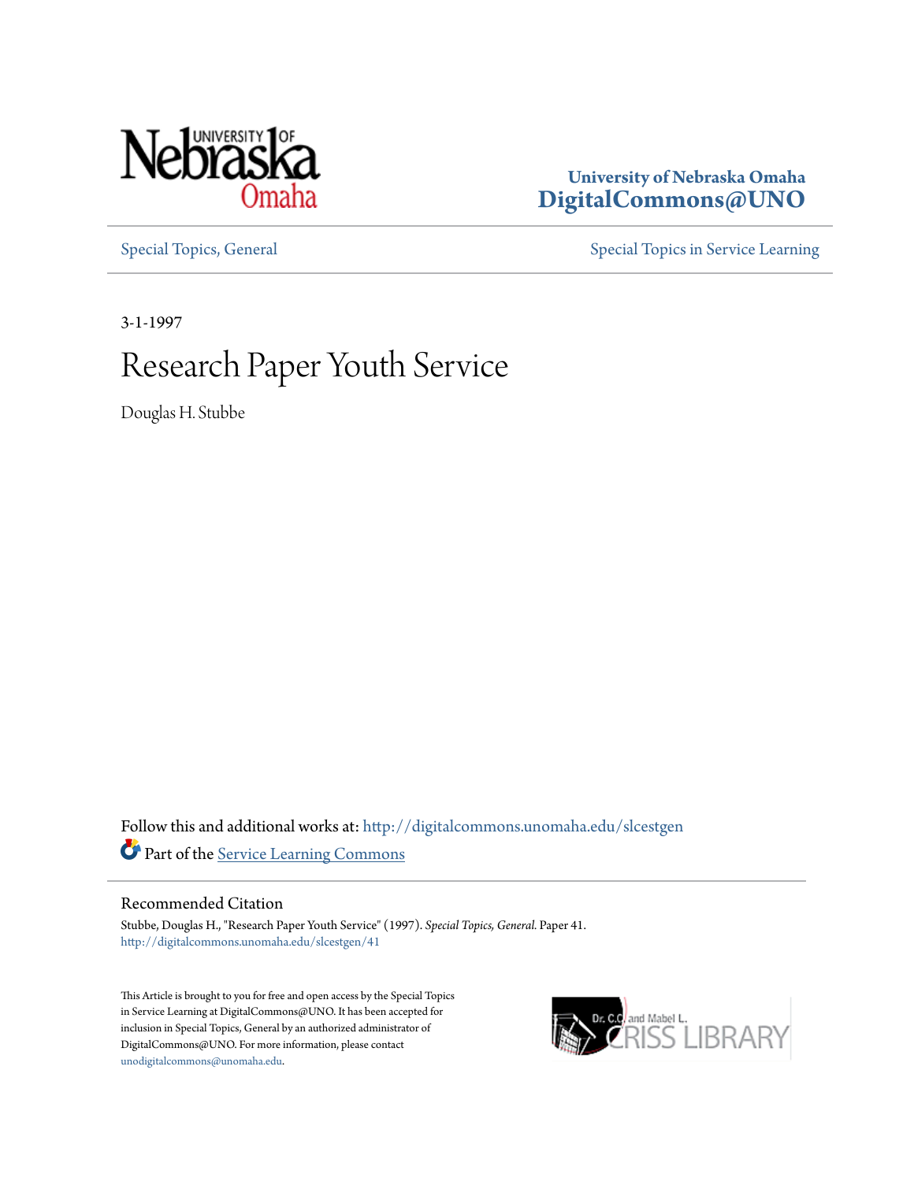University of Nebraska Omaha
**DigitalCommons@UNO**

Special Topics, General

Special Topics in Service Learning

3-1-1997

# Research Paper Youth Service

Douglas H. Stubbe

Follow this and additional works at: http://digitalcommons.unomaha.edu/slcestgen

Part of the Service Learning Commons

## Recommended Citation

Stubbe, Douglas H., "Research Paper Youth Service" (1997). *Special Topics, General*. Paper 41.
http://digitalcommons.unomaha.edu/slcestgen/41

This Article is brought to you for free and open access by the Special Topics in Service Learning at DigitalCommons@UNO. It has been accepted for inclusion in Special Topics, General by an authorized administrator of DigitalCommons@UNO. For more information, please contact unodigitalcommons@unomaha.edu.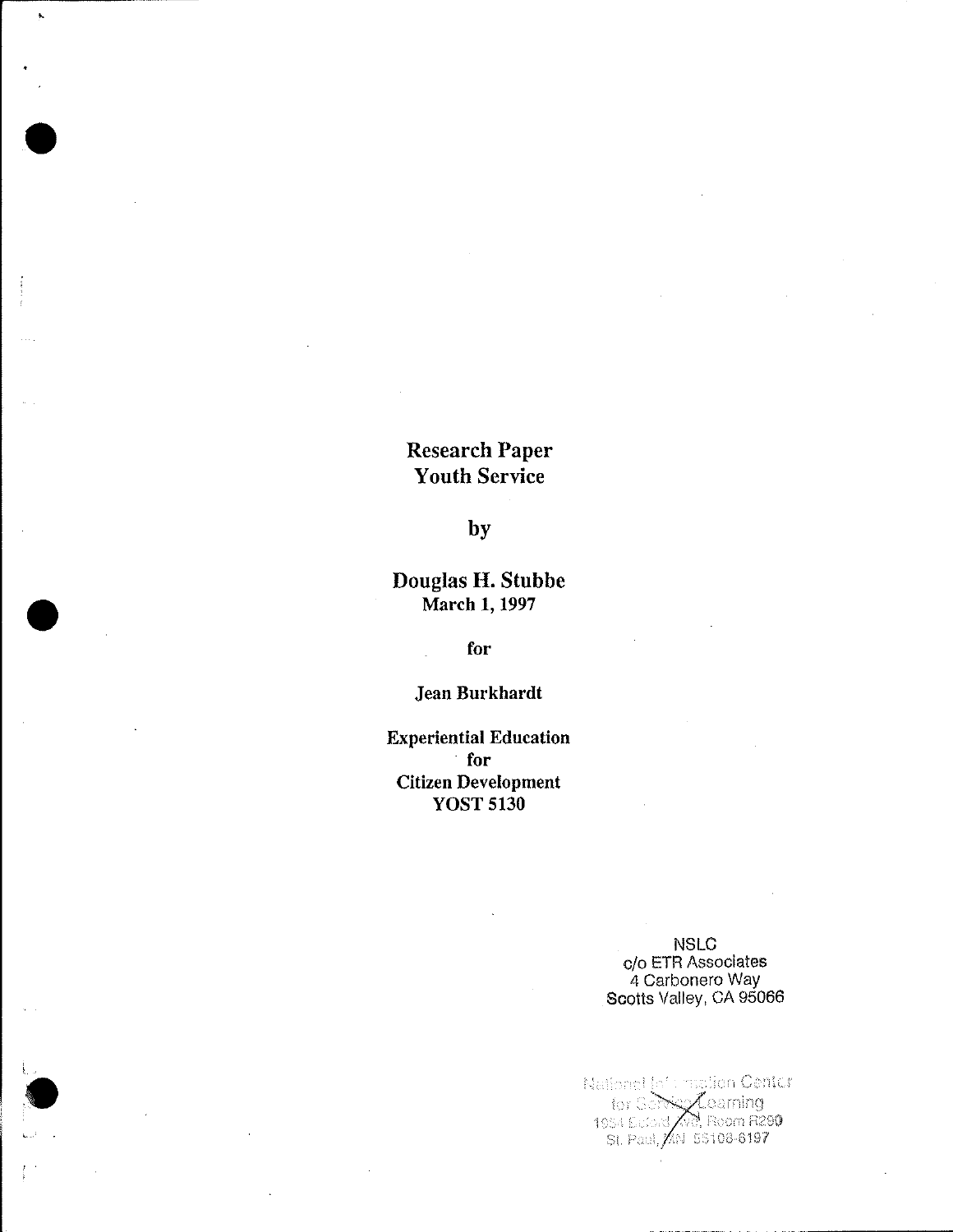**Research Paper**
**Youth Service**

**by**

**Douglas H. Stubbe**
**March 1, 1997**

**for**

**Jean Burkhardt**

**Experiential Education**
**for**
**Citizen Development**
**YOST 5130**

NSLC
c/o ETR Associates
4 Carbonero Way
Scotts Valley, CA 95066

National Information Center
for Service Learning
1954 Buford Ave, Room R290
St. Paul, MN 55108-6197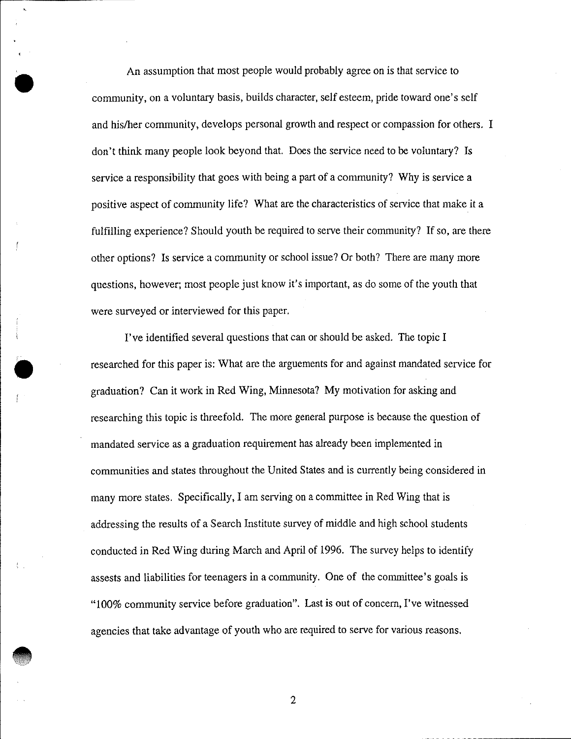An assumption that most people would probably agree on is that service to community, on a voluntary basis, builds character, self esteem, pride toward one's self and his/her community, develops personal growth and respect or compassion for others. I don't think many people look beyond that. Does the service need to be voluntary? Is service a responsibility that goes with being a part of a community? Why is service a positive aspect of community life? What are the characteristics of service that make it a fulfilling experience? Should youth be required to serve their community? If so, are there other options? Is service a community or school issue? Or both? There are many more questions, however; most people just know it's important, as do some of the youth that were surveyed or interviewed for this paper.

I've identified several questions that can or should be asked. The topic I researched for this paper is: What are the arguements for and against mandated service for graduation? Can it work in Red Wing, Minnesota? My motivation for asking and researching this topic is threefold. The more general purpose is because the question of mandated service as a graduation requirement has already been implemented in communities and states throughout the United States and is currently being considered in many more states. Specifically, I am serving on a committee in Red Wing that is addressing the results of a Search Institute survey of middle and high school students conducted in Red Wing during March and April of 1996. The survey helps to identify assests and liabilities for teenagers in a community. One of the committee's goals is "100% community service before graduation". Last is out of concern, I've witnessed agencies that take advantage of youth who are required to serve for various reasons.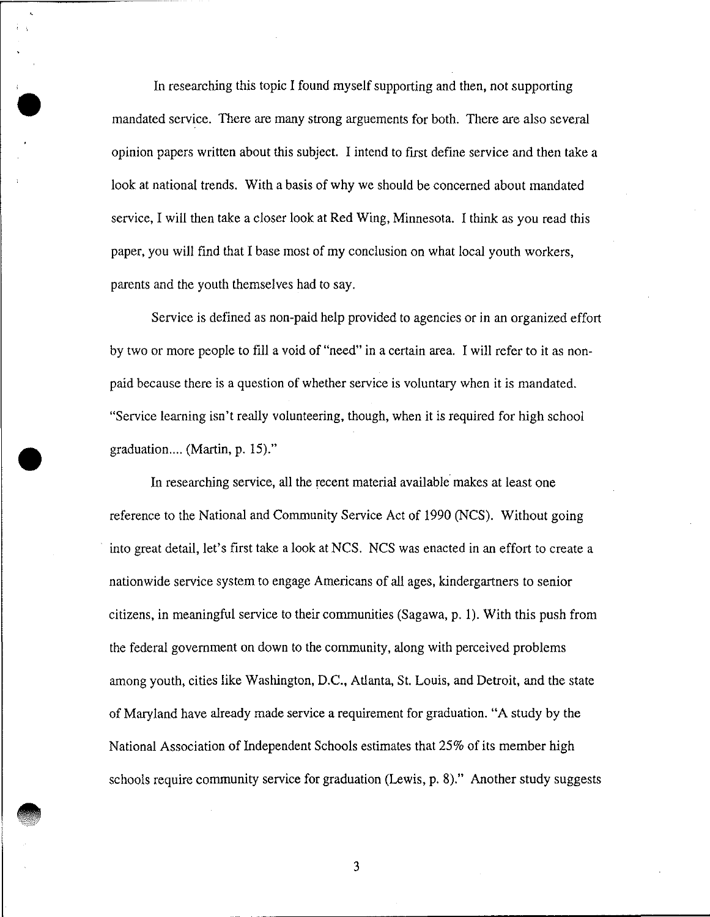In researching this topic I found myself supporting and then, not supporting mandated service. There are many strong arguements for both. There are also several opinion papers written about this subject. I intend to first define service and then take a look at national trends. With a basis of why we should be concerned about mandated service, I will then take a closer look at Red Wing, Minnesota. I think as you read this paper, you will find that I base most of my conclusion on what local youth workers, parents and the youth themselves had to say.

Service is defined as non-paid help provided to agencies or in an organized effort by two or more people to fill a void of "need" in a certain area. I will refer to it as non-paid because there is a question of whether service is voluntary when it is mandated. "Service learning isn't really volunteering, though, when it is required for high school graduation.... (Martin, p. 15)."

In researching service, all the recent material available makes at least one reference to the National and Community Service Act of 1990 (NCS). Without going into great detail, let's first take a look at NCS. NCS was enacted in an effort to create a nationwide service system to engage Americans of all ages, kindergartners to senior citizens, in meaningful service to their communities (Sagawa, p. 1). With this push from the federal government on down to the community, along with perceived problems among youth, cities like Washington, D.C., Atlanta, St. Louis, and Detroit, and the state of Maryland have already made service a requirement for graduation. "A study by the National Association of Independent Schools estimates that 25% of its member high schools require community service for graduation (Lewis, p. 8)." Another study suggests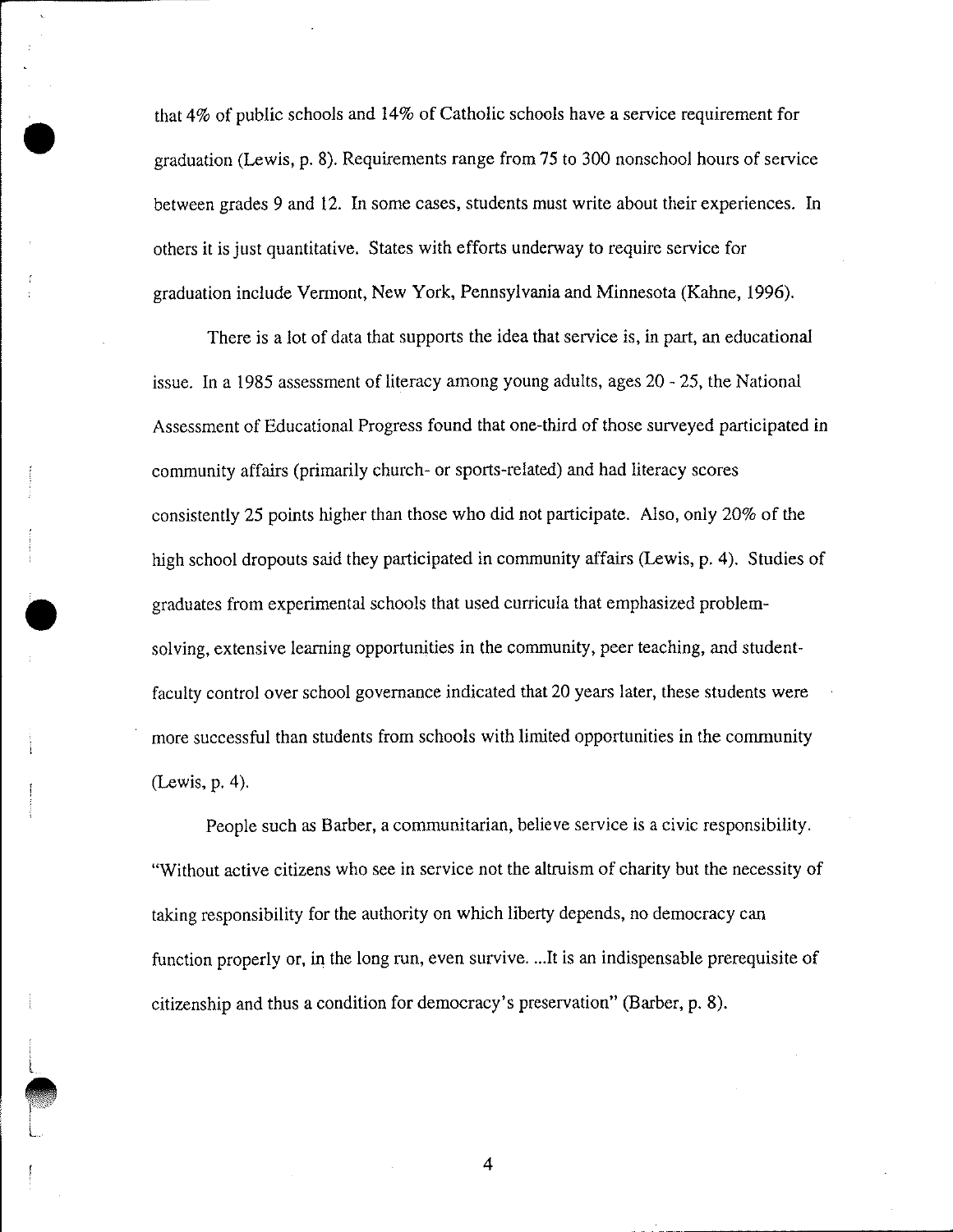that 4% of public schools and 14% of Catholic schools have a service requirement for graduation (Lewis, p. 8). Requirements range from 75 to 300 nonschool hours of service between grades 9 and 12. In some cases, students must write about their experiences. In others it is just quantitative. States with efforts underway to require service for graduation include Vermont, New York, Pennsylvania and Minnesota (Kahne, 1996).

There is a lot of data that supports the idea that service is, in part, an educational issue. In a 1985 assessment of literacy among young adults, ages 20 - 25, the National Assessment of Educational Progress found that one-third of those surveyed participated in community affairs (primarily church- or sports-related) and had literacy scores consistently 25 points higher than those who did not participate. Also, only 20% of the high school dropouts said they participated in community affairs (Lewis, p. 4). Studies of graduates from experimental schools that used curricula that emphasized problem-solving, extensive learning opportunities in the community, peer teaching, and student-faculty control over school governance indicated that 20 years later, these students were more successful than students from schools with limited opportunities in the community (Lewis, p. 4).

People such as Barber, a communitarian, believe service is a civic responsibility. "Without active citizens who see in service not the altruism of charity but the necessity of taking responsibility for the authority on which liberty depends, no democracy can function properly or, in the long run, even survive. ...It is an indispensable prerequisite of citizenship and thus a condition for democracy's preservation" (Barber, p. 8).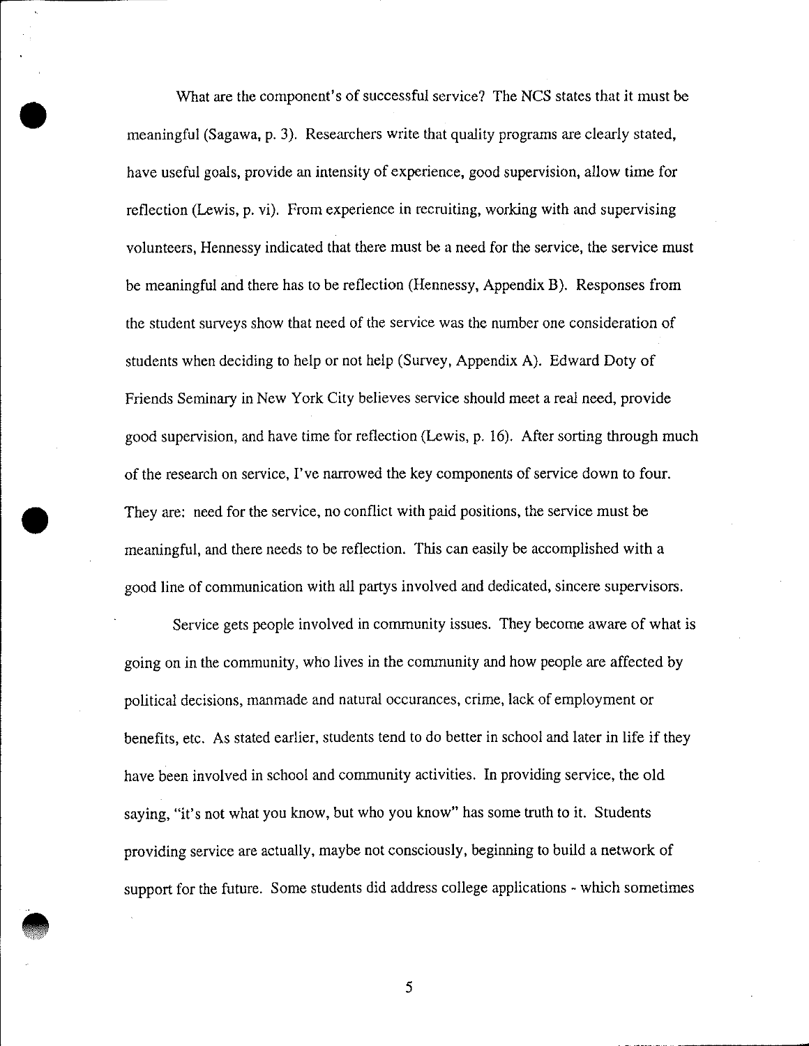What are the component's of successful service? The NCS states that it must be meaningful (Sagawa, p. 3). Researchers write that quality programs are clearly stated, have useful goals, provide an intensity of experience, good supervision, allow time for reflection (Lewis, p. vi). From experience in recruiting, working with and supervising volunteers, Hennessy indicated that there must be a need for the service, the service must be meaningful and there has to be reflection (Hennessy, Appendix B). Responses from the student surveys show that need of the service was the number one consideration of students when deciding to help or not help (Survey, Appendix A). Edward Doty of Friends Seminary in New York City believes service should meet a real need, provide good supervision, and have time for reflection (Lewis, p. 16). After sorting through much of the research on service, I've narrowed the key components of service down to four. They are: need for the service, no conflict with paid positions, the service must be meaningful, and there needs to be reflection. This can easily be accomplished with a good line of communication with all partys involved and dedicated, sincere supervisors.

Service gets people involved in community issues. They become aware of what is going on in the community, who lives in the community and how people are affected by political decisions, manmade and natural occurances, crime, lack of employment or benefits, etc. As stated earlier, students tend to do better in school and later in life if they have been involved in school and community activities. In providing service, the old saying, "it's not what you know, but who you know" has some truth to it. Students providing service are actually, maybe not consciously, beginning to build a network of support for the future. Some students did address college applications - which sometimes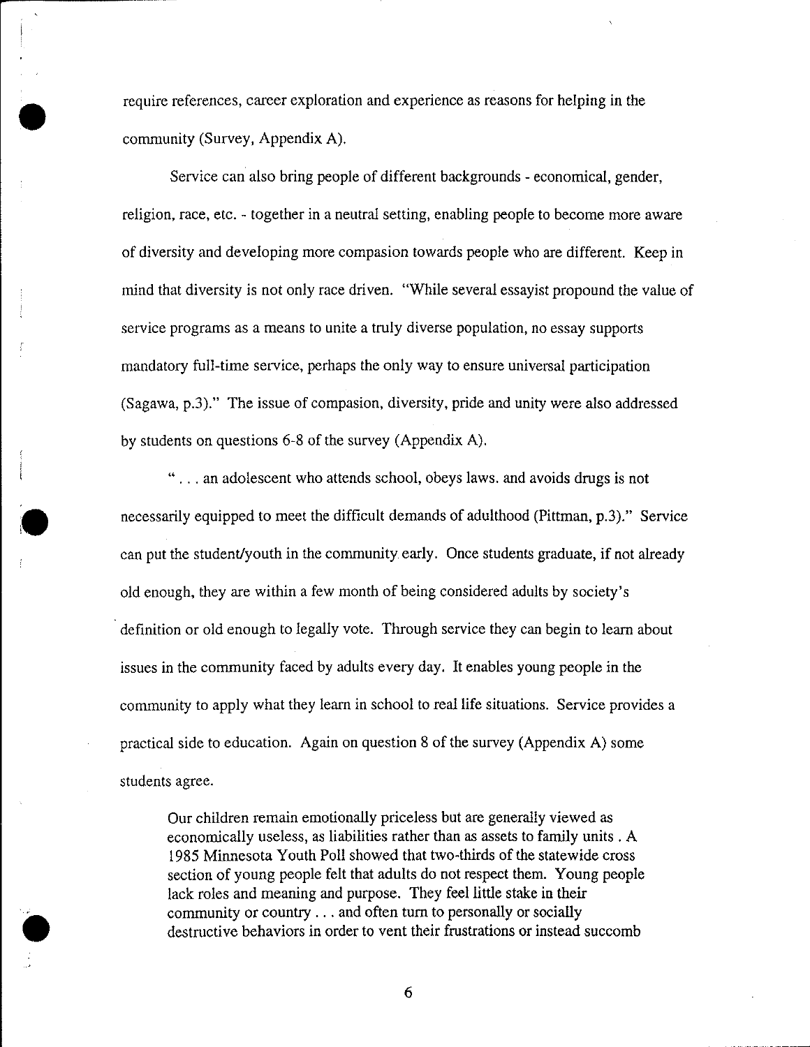require references, career exploration and experience as reasons for helping in the community (Survey, Appendix A).

Service can also bring people of different backgrounds - economical, gender, religion, race, etc. - together in a neutral setting, enabling people to become more aware of diversity and developing more compasion towards people who are different. Keep in mind that diversity is not only race driven. "While several essayist propound the value of service programs as a means to unite a truly diverse population, no essay supports mandatory full-time service, perhaps the only way to ensure universal participation (Sagawa, p.3)." The issue of compasion, diversity, pride and unity were also addressed by students on questions 6-8 of the survey (Appendix A).

". . . an adolescent who attends school, obeys laws. and avoids drugs is not necessarily equipped to meet the difficult demands of adulthood (Pittman, p.3)." Service can put the student/youth in the community early. Once students graduate, if not already old enough, they are within a few month of being considered adults by society's definition or old enough to legally vote. Through service they can begin to learn about issues in the community faced by adults every day. It enables young people in the community to apply what they learn in school to real life situations. Service provides a practical side to education. Again on question 8 of the survey (Appendix A) some students agree.

> Our children remain emotionally priceless but are generally viewed as economically useless, as liabilities rather than as assets to family units . A 1985 Minnesota Youth Poll showed that two-thirds of the statewide cross section of young people felt that adults do not respect them. Young people lack roles and meaning and purpose. They feel little stake in their community or country . . . and often turn to personally or socially destructive behaviors in order to vent their frustrations or instead succomb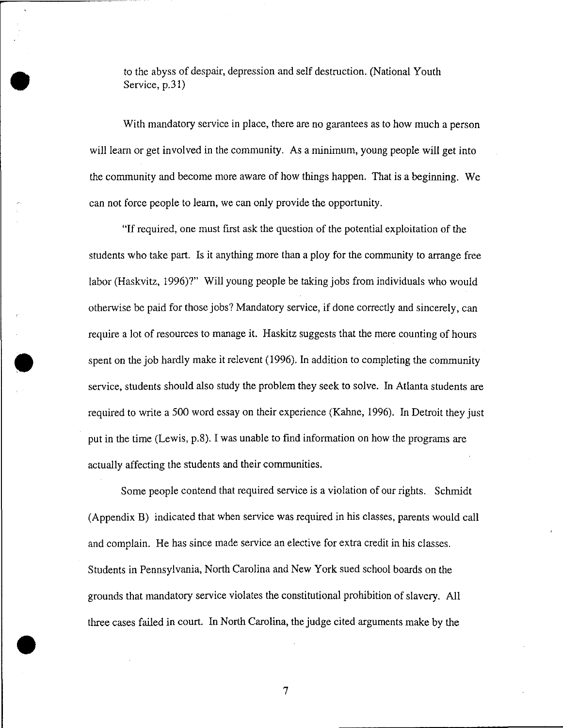to the abyss of despair, depression and self destruction. (National Youth Service, p.31)

With mandatory service in place, there are no garantees as to how much a person will learn or get involved in the community. As a minimum, young people will get into the community and become more aware of how things happen. That is a beginning. We can not force people to learn, we can only provide the opportunity.

"If required, one must first ask the question of the potential exploitation of the students who take part. Is it anything more than a ploy for the community to arrange free labor (Haskvitz, 1996)?" Will young people be taking jobs from individuals who would otherwise be paid for those jobs? Mandatory service, if done correctly and sincerely, can require a lot of resources to manage it. Haskitz suggests that the mere counting of hours spent on the job hardly make it relevent (1996). In addition to completing the community service, students should also study the problem they seek to solve. In Atlanta students are required to write a 500 word essay on their experience (Kahne, 1996). In Detroit they just put in the time (Lewis, p.8). I was unable to find information on how the programs are actually affecting the students and their communities.

Some people contend that required service is a violation of our rights. Schmidt (Appendix B) indicated that when service was required in his classes, parents would call and complain. He has since made service an elective for extra credit in his classes. Students in Pennsylvania, North Carolina and New York sued school boards on the grounds that mandatory service violates the constitutional prohibition of slavery. All three cases failed in court. In North Carolina, the judge cited arguments make by the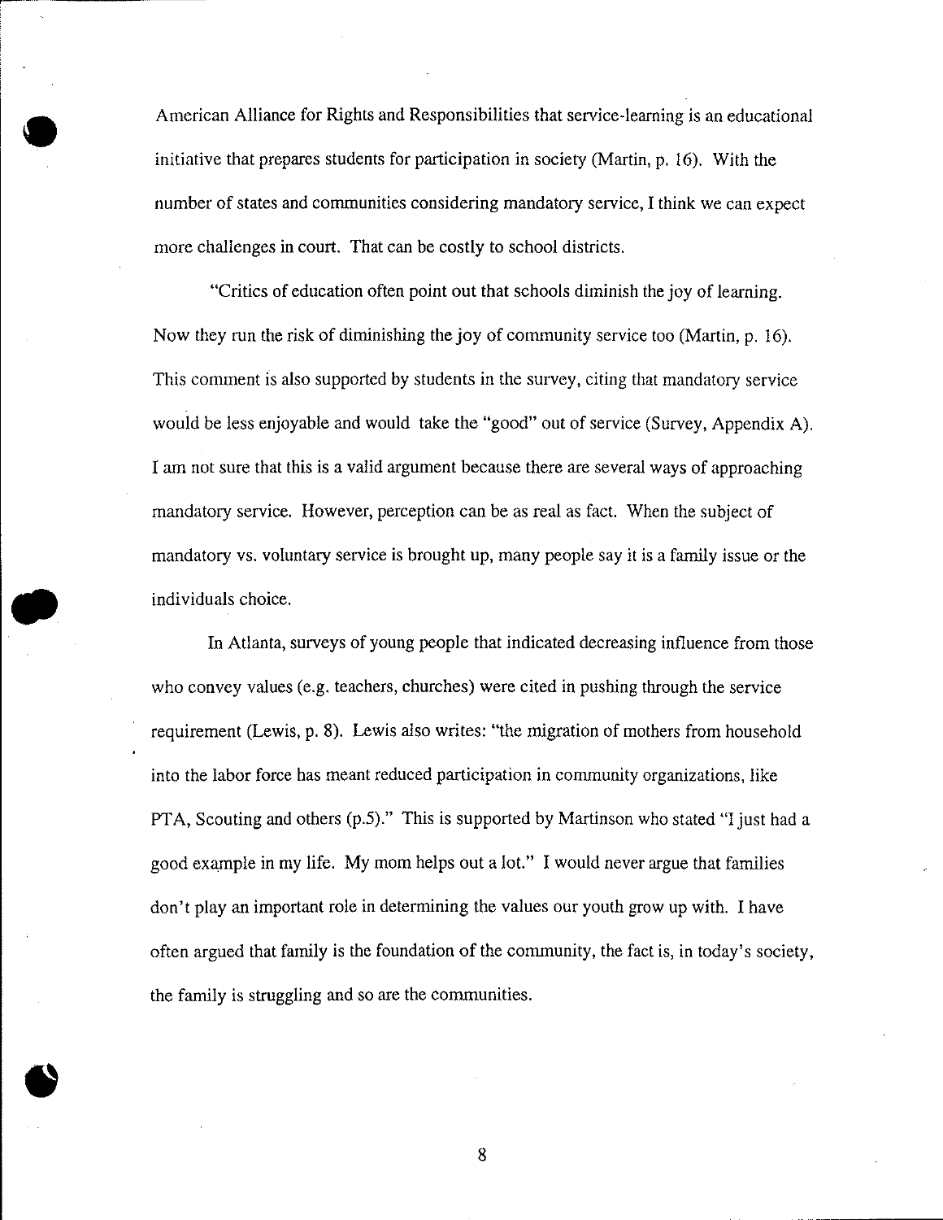American Alliance for Rights and Responsibilities that service-learning is an educational initiative that prepares students for participation in society (Martin, p. 16). With the number of states and communities considering mandatory service, I think we can expect more challenges in court. That can be costly to school districts.

"Critics of education often point out that schools diminish the joy of learning. Now they run the risk of diminishing the joy of community service too (Martin, p. 16). This comment is also supported by students in the survey, citing that mandatory service would be less enjoyable and would take the "good" out of service (Survey, Appendix A). I am not sure that this is a valid argument because there are several ways of approaching mandatory service. However, perception can be as real as fact. When the subject of mandatory vs. voluntary service is brought up, many people say it is a family issue or the individuals choice.

In Atlanta, surveys of young people that indicated decreasing influence from those who convey values (e.g. teachers, churches) were cited in pushing through the service requirement (Lewis, p. 8). Lewis also writes: "the migration of mothers from household into the labor force has meant reduced participation in community organizations, like PTA, Scouting and others (p.5)." This is supported by Martinson who stated "I just had a good example in my life. My mom helps out a lot." I would never argue that families don't play an important role in determining the values our youth grow up with. I have often argued that family is the foundation of the community, the fact is, in today's society, the family is struggling and so are the communities.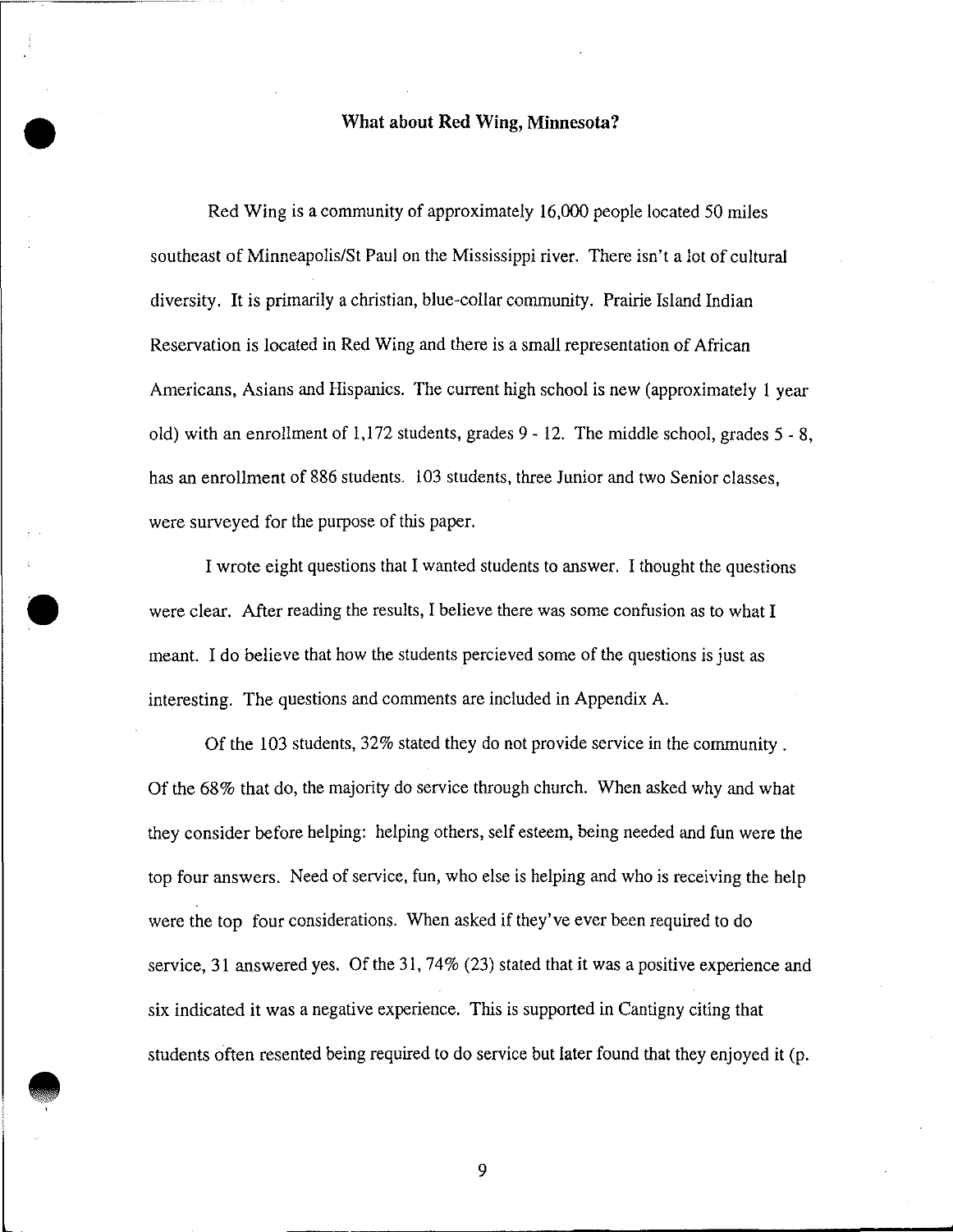## What about Red Wing, Minnesota?

Red Wing is a community of approximately 16,000 people located 50 miles southeast of Minneapolis/St Paul on the Mississippi river. There isn't a lot of cultural diversity. It is primarily a christian, blue-collar community. Prairie Island Indian Reservation is located in Red Wing and there is a small representation of African Americans, Asians and Hispanics. The current high school is new (approximately 1 year old) with an enrollment of 1,172 students, grades 9 - 12. The middle school, grades 5 - 8, has an enrollment of 886 students. 103 students, three Junior and two Senior classes, were surveyed for the purpose of this paper.

I wrote eight questions that I wanted students to answer. I thought the questions were clear. After reading the results, I believe there was some confusion as to what I meant. I do believe that how the students percieved some of the questions is just as interesting. The questions and comments are included in Appendix A.

Of the 103 students, 32% stated they do not provide service in the community . Of the 68% that do, the majority do service through church. When asked why and what they consider before helping: helping others, self esteem, being needed and fun were the top four answers. Need of service, fun, who else is helping and who is receiving the help were the top four considerations. When asked if they've ever been required to do service, 31 answered yes. Of the 31, 74% (23) stated that it was a positive experience and six indicated it was a negative experience. This is supported in Cantigny citing that students often resented being required to do service but later found that they enjoyed it (p.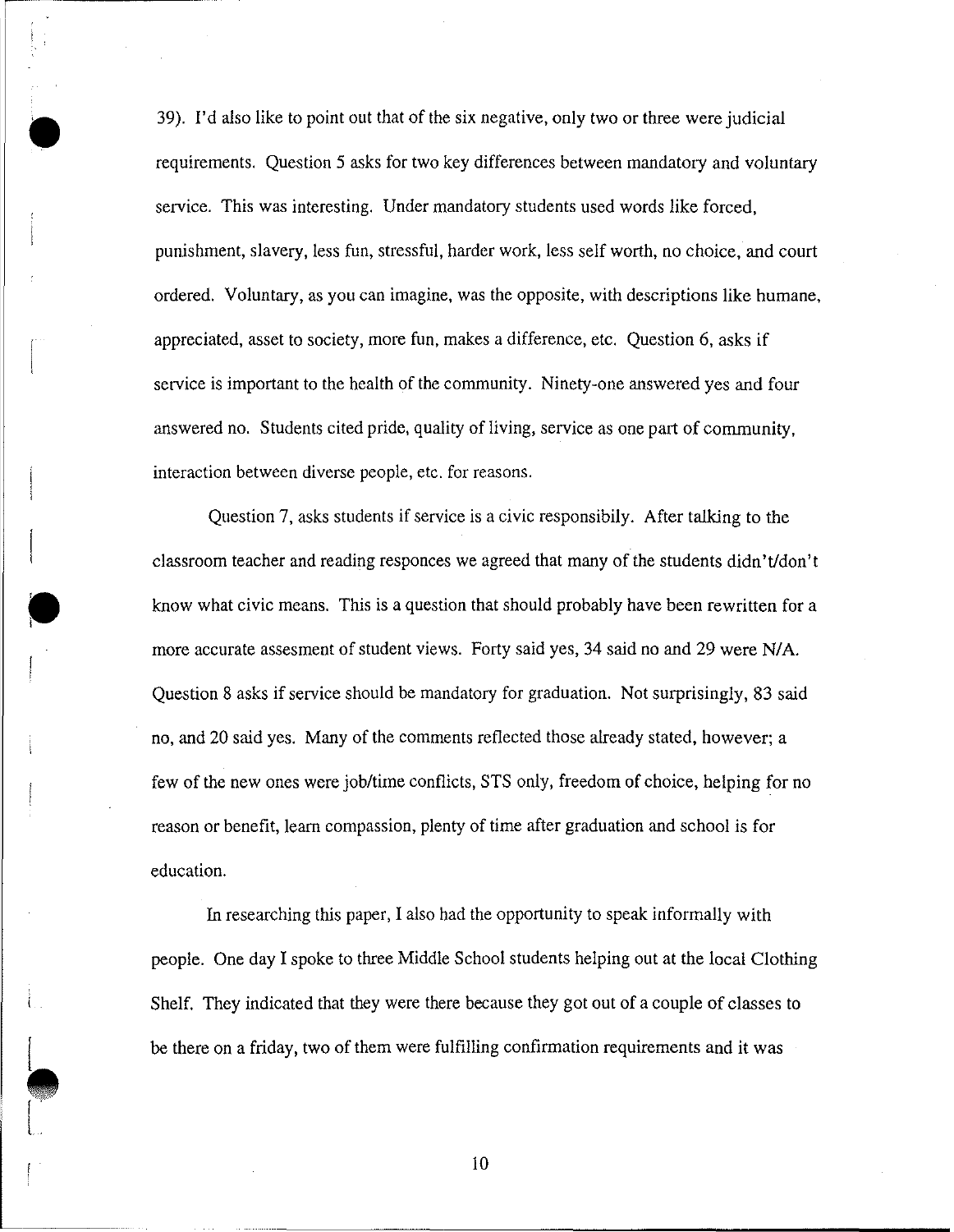39). I'd also like to point out that of the six negative, only two or three were judicial requirements. Question 5 asks for two key differences between mandatory and voluntary service. This was interesting. Under mandatory students used words like forced, punishment, slavery, less fun, stressful, harder work, less self worth, no choice, and court ordered. Voluntary, as you can imagine, was the opposite, with descriptions like humane, appreciated, asset to society, more fun, makes a difference, etc. Question 6, asks if service is important to the health of the community. Ninety-one answered yes and four answered no. Students cited pride, quality of living, service as one part of community, interaction between diverse people, etc. for reasons.

Question 7, asks students if service is a civic responsibily. After talking to the classroom teacher and reading responces we agreed that many of the students didn't/don't know what civic means. This is a question that should probably have been rewritten for a more accurate assesment of student views. Forty said yes, 34 said no and 29 were N/A. Question 8 asks if service should be mandatory for graduation. Not surprisingly, 83 said no, and 20 said yes. Many of the comments reflected those already stated, however; a few of the new ones were job/time conflicts, STS only, freedom of choice, helping for no reason or benefit, learn compassion, plenty of time after graduation and school is for education.

In researching this paper, I also had the opportunity to speak informally with people. One day I spoke to three Middle School students helping out at the local Clothing Shelf. They indicated that they were there because they got out of a couple of classes to be there on a friday, two of them were fulfilling confirmation requirements and it was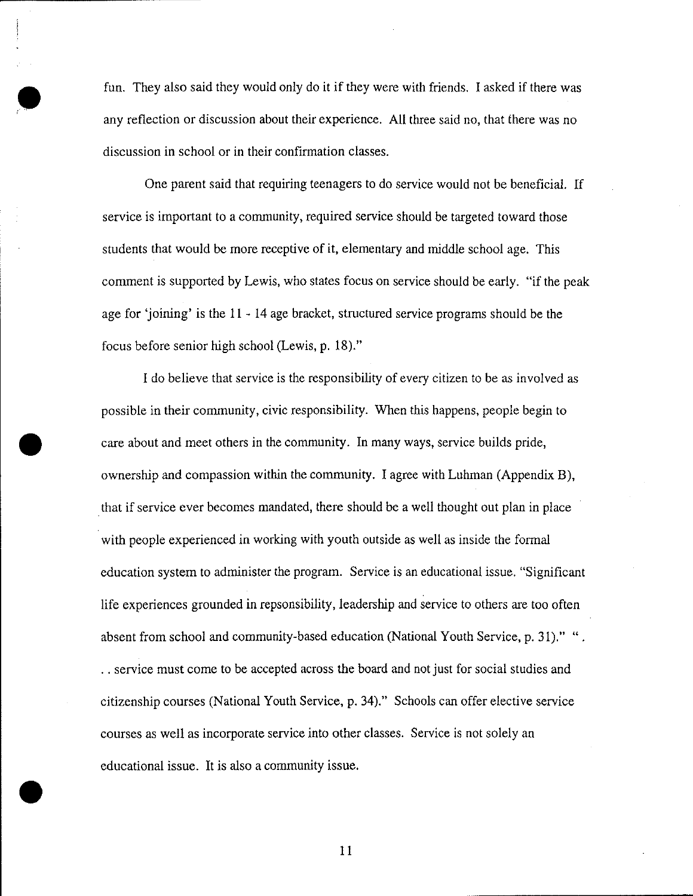fun. They also said they would only do it if they were with friends. I asked if there was any reflection or discussion about their experience. All three said no, that there was no discussion in school or in their confirmation classes.

One parent said that requiring teenagers to do service would not be beneficial. If service is important to a community, required service should be targeted toward those students that would be more receptive of it, elementary and middle school age. This comment is supported by Lewis, who states focus on service should be early. "if the peak age for 'joining' is the 11 - 14 age bracket, structured service programs should be the focus before senior high school (Lewis, p. 18)."

I do believe that service is the responsibility of every citizen to be as involved as possible in their community, civic responsibility. When this happens, people begin to care about and meet others in the community. In many ways, service builds pride, ownership and compassion within the community. I agree with Luhman (Appendix B), that if service ever becomes mandated, there should be a well thought out plan in place with people experienced in working with youth outside as well as inside the formal education system to administer the program. Service is an educational issue. "Significant life experiences grounded in repsonsibility, leadership and service to others are too often absent from school and community-based education (National Youth Service, p. 31)." ". . . service must come to be accepted across the board and not just for social studies and citizenship courses (National Youth Service, p. 34)." Schools can offer elective service courses as well as incorporate service into other classes. Service is not solely an educational issue. It is also a community issue.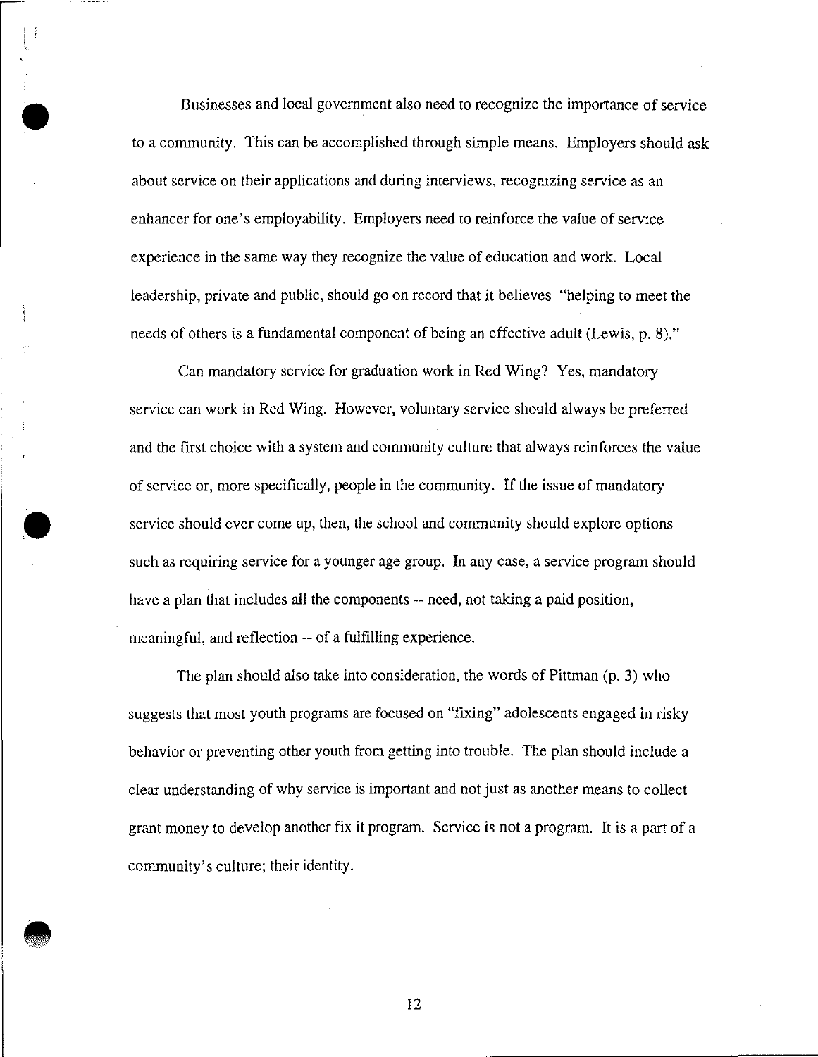Businesses and local government also need to recognize the importance of service to a community. This can be accomplished through simple means. Employers should ask about service on their applications and during interviews, recognizing service as an enhancer for one's employability. Employers need to reinforce the value of service experience in the same way they recognize the value of education and work. Local leadership, private and public, should go on record that it believes "helping to meet the needs of others is a fundamental component of being an effective adult (Lewis, p. 8)."

Can mandatory service for graduation work in Red Wing? Yes, mandatory service can work in Red Wing. However, voluntary service should always be preferred and the first choice with a system and community culture that always reinforces the value of service or, more specifically, people in the community. If the issue of mandatory service should ever come up, then, the school and community should explore options such as requiring service for a younger age group. In any case, a service program should have a plan that includes all the components -- need, not taking a paid position, meaningful, and reflection -- of a fulfilling experience.

The plan should also take into consideration, the words of Pittman (p. 3) who suggests that most youth programs are focused on "fixing" adolescents engaged in risky behavior or preventing other youth from getting into trouble. The plan should include a clear understanding of why service is important and not just as another means to collect grant money to develop another fix it program. Service is not a program. It is a part of a community's culture; their identity.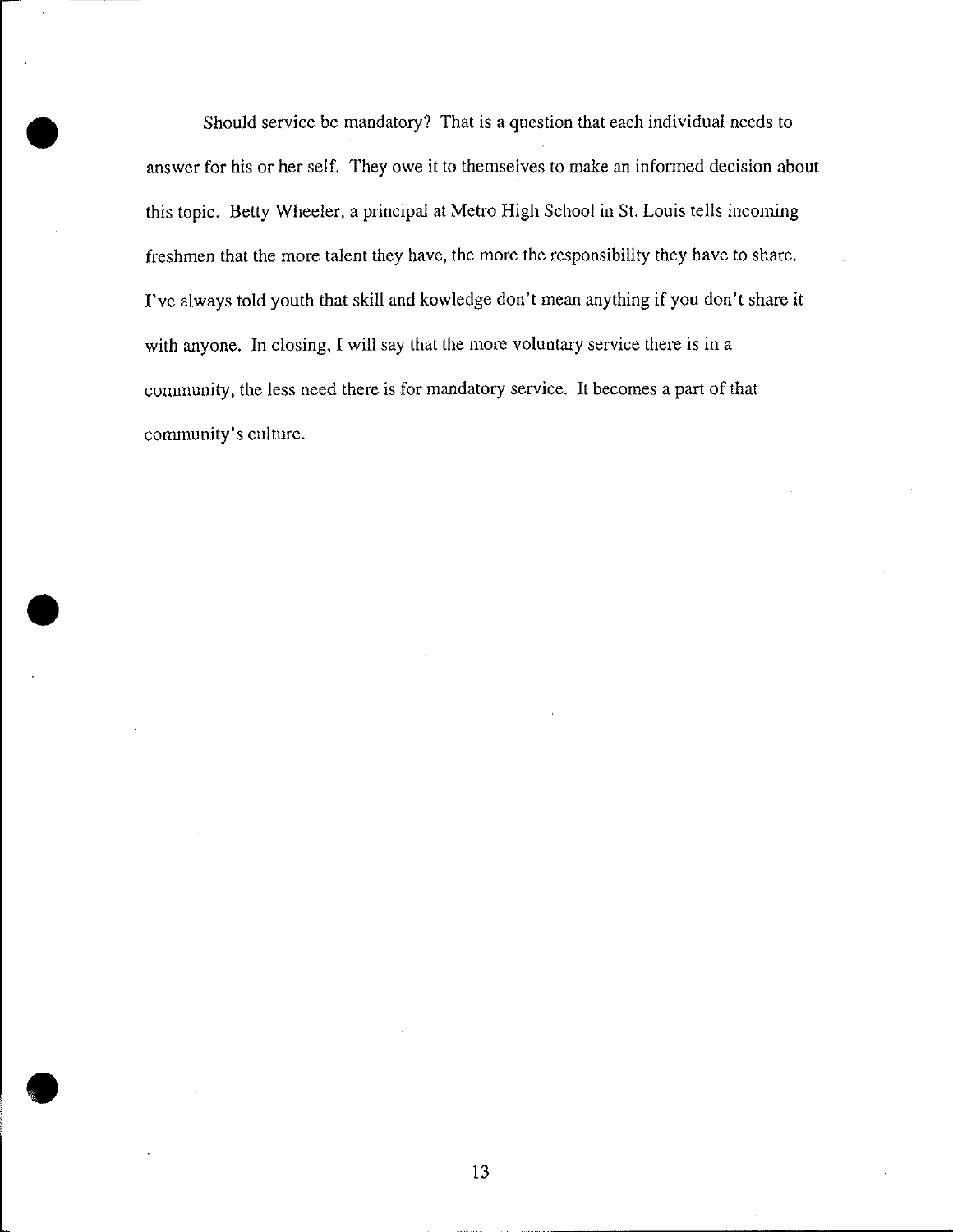Should service be mandatory? That is a question that each individual needs to answer for his or her self. They owe it to themselves to make an informed decision about this topic. Betty Wheeler, a principal at Metro High School in St. Louis tells incoming freshmen that the more talent they have, the more the responsibility they have to share. I've always told youth that skill and kowledge don't mean anything if you don't share it with anyone. In closing, I will say that the more voluntary service there is in a community, the less need there is for mandatory service. It becomes a part of that community's culture.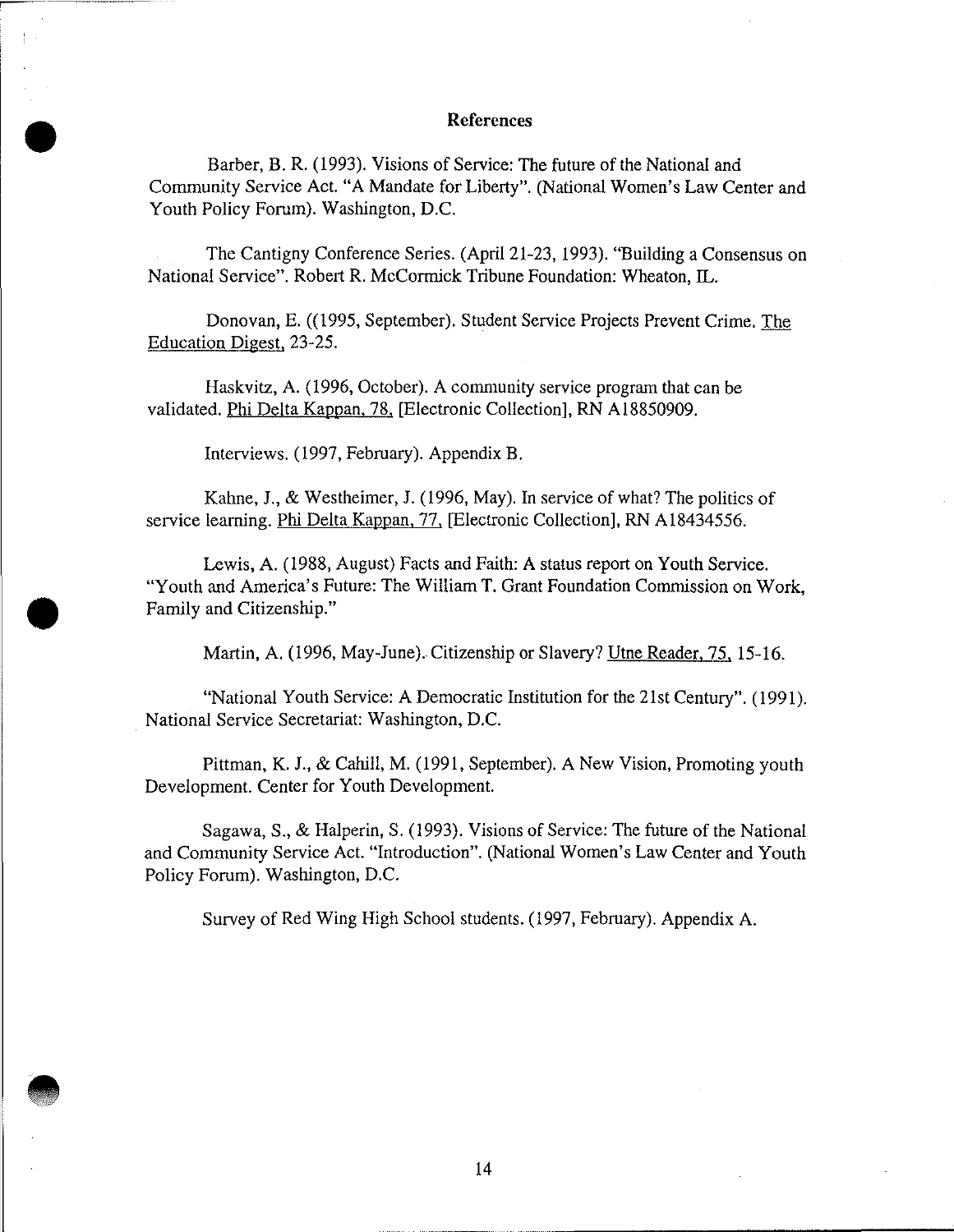## References

Barber, B. R. (1993). Visions of Service: The future of the National and Community Service Act. "A Mandate for Liberty". (National Women's Law Center and Youth Policy Forum). Washington, D.C.

The Cantigny Conference Series. (April 21-23, 1993). "Building a Consensus on National Service". Robert R. McCormick Tribune Foundation: Wheaton, IL.

Donovan, E. ((1995, September). Student Service Projects Prevent Crime. The Education Digest, 23-25.

Haskvitz, A. (1996, October). A community service program that can be validated. Phi Delta Kappan, 78, [Electronic Collection], RN A18850909.

Interviews. (1997, February). Appendix B.

Kahne, J., & Westheimer, J. (1996, May). In service of what? The politics of service learning. Phi Delta Kappan, 77, [Electronic Collection], RN A18434556.

Lewis, A. (1988, August) Facts and Faith: A status report on Youth Service. "Youth and America's Future: The William T. Grant Foundation Commission on Work, Family and Citizenship."

Martin, A. (1996, May-June). Citizenship or Slavery? Utne Reader, 75, 15-16.

"National Youth Service: A Democratic Institution for the 21st Century". (1991). National Service Secretariat: Washington, D.C.

Pittman, K. J., & Cahill, M. (1991, September). A New Vision, Promoting youth Development. Center for Youth Development.

Sagawa, S., & Halperin, S. (1993). Visions of Service: The future of the National and Community Service Act. "Introduction". (National Women's Law Center and Youth Policy Forum). Washington, D.C.

Survey of Red Wing High School students. (1997, February). Appendix A.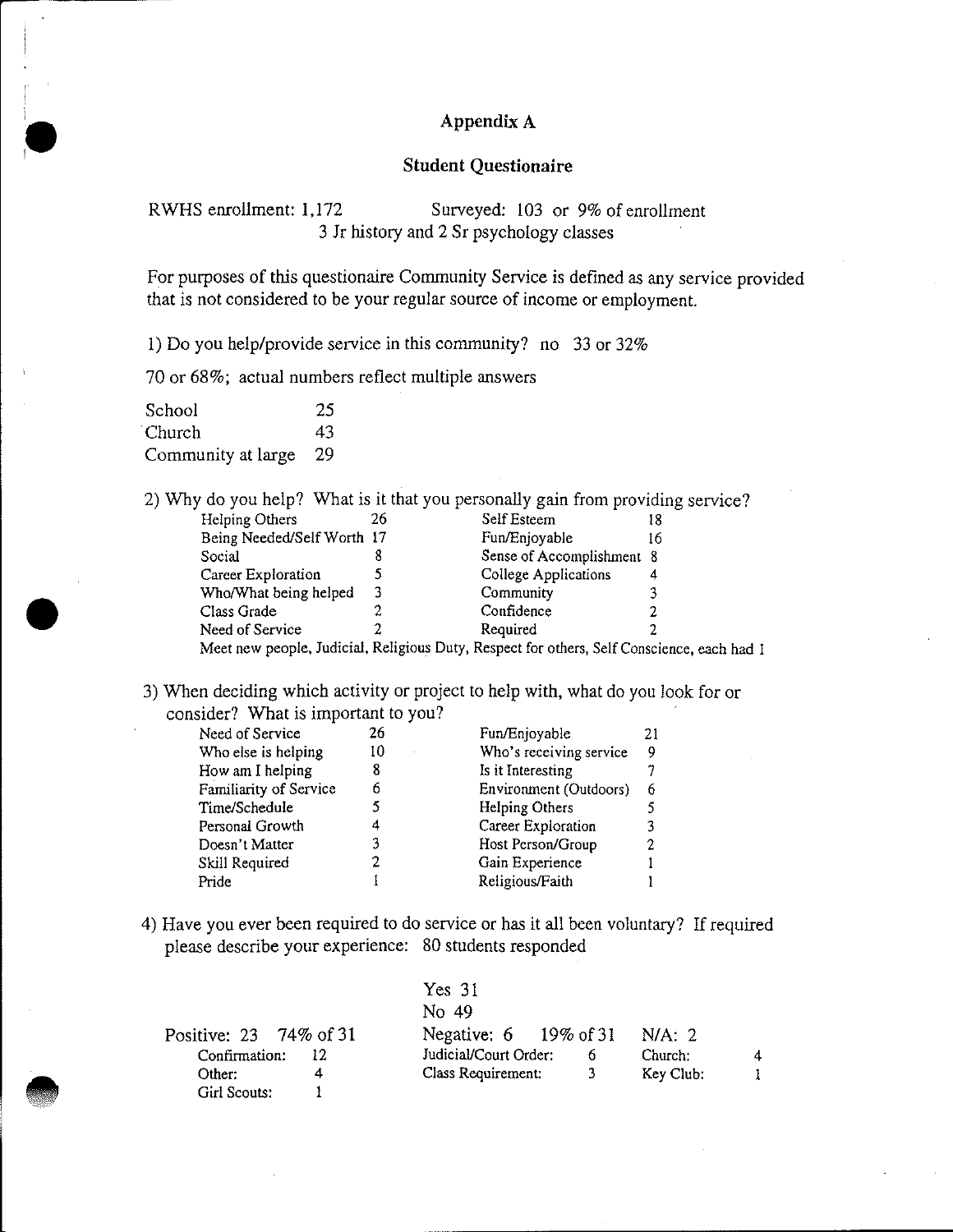# Appendix A

## Student Questionaire

RWHS enrollment: 1,172 Surveyed: 103 or 9% of enrollment
3 Jr history and 2 Sr psychology classes

For purposes of this questionaire Community Service is defined as any service provided that is not considered to be your regular source of income or employment.

1) Do you help/provide service in this community? no 33 or 32%

70 or 68%; actual numbers reflect multiple answers

| | |
|---|---|
| School | 25 |
| Church | 43 |
| Community at large | 29 |

2) Why do you help? What is it that you personally gain from providing service?

| | | | |
|---|---|---|---|
| Helping Others | 26 | Self Esteem | 18 |
| Being Needed/Self Worth | 17 | Fun/Enjoyable | 16 |
| Social | 8 | Sense of Accomplishment | 8 |
| Career Exploration | 5 | College Applications | 4 |
| Who/What being helped | 3 | Community | 3 |
| Class Grade | 2 | Confidence | 2 |
| Need of Service | 2 | Required | 2 |

Meet new people, Judicial, Religious Duty, Respect for others, Self Conscience, each had 1

3) When deciding which activity or project to help with, what do you look for or consider? What is important to you?

| | | | |
|---|---|---|---|
| Need of Service | 26 | Fun/Enjoyable | 21 |
| Who else is helping | 10 | Who's receiving service | 9 |
| How am I helping | 8 | Is it Interesting | 7 |
| Familiarity of Service | 6 | Environment (Outdoors) | 6 |
| Time/Schedule | 5 | Helping Others | 5 |
| Personal Growth | 4 | Career Exploration | 3 |
| Doesn't Matter | 3 | Host Person/Group | 2 |
| Skill Required | 2 | Gain Experience | 1 |
| Pride | 1 | Religious/Faith | 1 |

4) Have you ever been required to do service or has it all been voluntary? If required please describe your experience: 80 students responded

Yes 31
No 49

| Positive: 23 74% of 31 | | Negative: 6 19% of 31 | | N/A: 2 | |
|---|---|---|---|---|---|
| Confirmation: | 12 | Judicial/Court Order: | 6 | Church: | 4 |
| Other: | 4 | Class Requirement: | 3 | Key Club: | 1 |
| Girl Scouts: | 1 | | | | |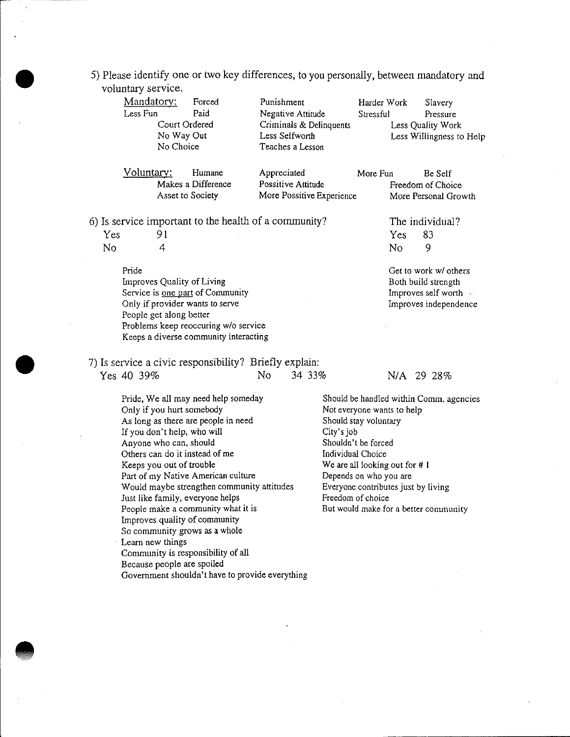5) Please identify one or two key differences, to you personally, between mandatory and voluntary service.

**Mandatory:**

- Forced
- Less Fun
- Paid
- Court Ordered
- No Way Out
- No Choice
- Punishment
- Negative Attitude
- Criminals & Delinquents
- Less Selfworth
- Teaches a Lesson
- Harder Work
- Stressful
- Slavery
- Pressure
- Less Quality Work
- Less Willingness to Help

**Voluntary:**

- Humane
- Makes a Difference
- Asset to Society
- Appreciated
- Possitive Attitude
- More Possitive Experience
- More Fun
- Be Self
- Freedom of Choice
- More Personal Growth

6) Is service important to the health of a community? The individual?

| | Community | The individual? |
|---|---|---|
| Yes | 91 | 83 |
| No | 4 | 9 |

Community:

- Pride
- Improves Quality of Living
- Service is one part of Community
- Only if provider wants to serve
- People get along better
- Problems keep reoccuring w/o service
- Keeps a diverse community interacting

The individual:

- Get to work w/ others
- Both build strength
- Improves self worth
- Improves independence

7) Is service a civic responsibility? Briefly explain:

Yes 40 39% No 34 33% N/A 29 28%

Yes:

- Pride, We all may need help someday
- Only if you hurt somebody
- As long as there are people in need
- If you don't help, who will
- Anyone who can, should
- Others can do it instead of me
- Keeps you out of trouble
- Part of my Native American culture
- Would maybe strengthen community attitudes
- Just like family, everyone helps
- People make a community what it is
- Improves quality of community
- So community grows as a whole
- Learn new things
- Community is responsibility of all
- Because people are spoiled
- Government shouldn't have to provide everything

No:

- Should be handled within Comm. agencies
- Not everyone wants to help
- Should stay voluntary
- City's job
- Shouldn't be forced
- Individual Choice
- We are all looking out for # 1
- Depends on who you are
- Everyone contributes just by living
- Freedom of choice
- But would make for a better community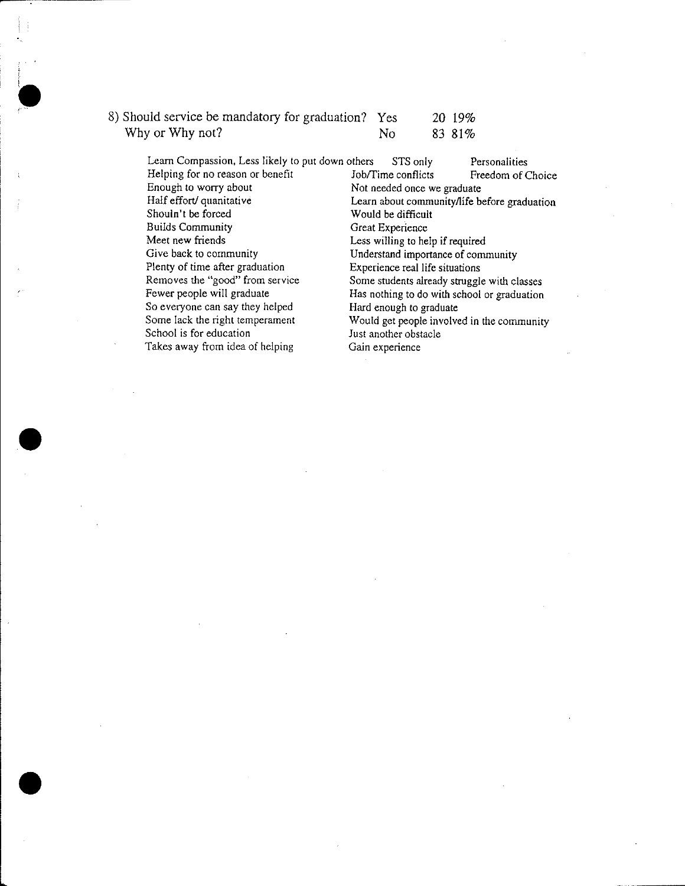8) Should service be mandatory for graduation? Yes 20 19%
Why or Why not? No 83 81%

| | | |
|---|---|---|
| Learn Compassion, Less likely to put down others | STS only | Personalities |
| Helping for no reason or benefit | Job/Time conflicts | Freedom of Choice |
| Enough to worry about | Not needed once we graduate | |
| Half effort/ quanitative | Learn about community/life before graduation | |
| Shouln't be forced | Would be difficult | |
| Builds Community | Great Experience | |
| Meet new friends | Less willing to help if required | |
| Give back to community | Understand importance of community | |
| Plenty of time after graduation | Experience real life situations | |
| Removes the "good" from service | Some students already struggle with classes | |
| Fewer people will graduate | Has nothing to do with school or graduation | |
| So everyone can say they helped | Hard enough to graduate | |
| Some lack the right temperament | Would get people involved in the community | |
| School is for education | Just another obstacle | |
| Takes away from idea of helping | Gain experience | |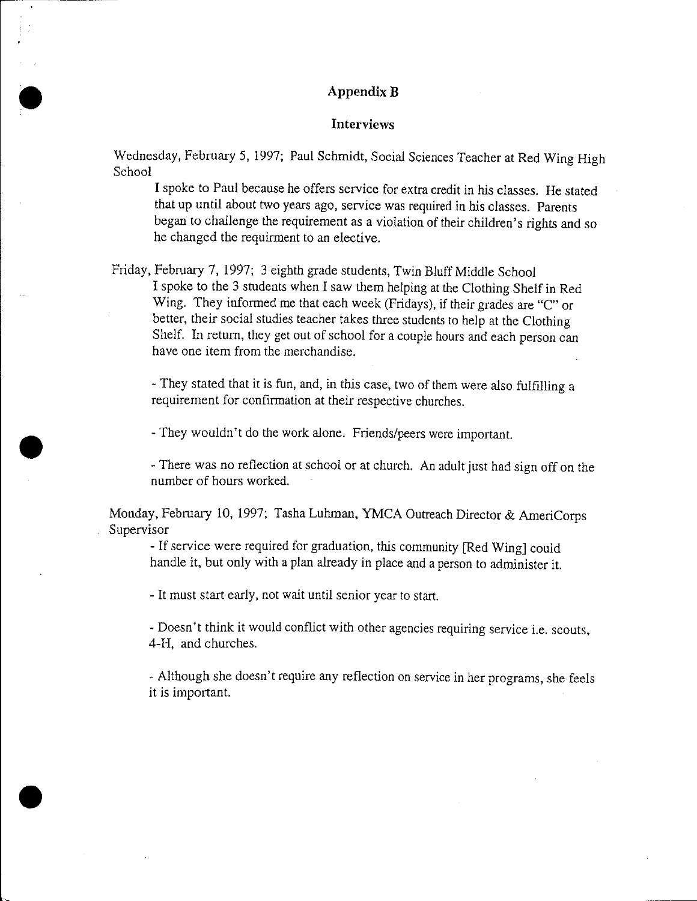## Appendix B

### Interviews

Wednesday, February 5, 1997; Paul Schmidt, Social Sciences Teacher at Red Wing High School

I spoke to Paul because he offers service for extra credit in his classes. He stated that up until about two years ago, service was required in his classes. Parents began to challenge the requirement as a violation of their children's rights and so he changed the requirment to an elective.

Friday, February 7, 1997; 3 eighth grade students, Twin Bluff Middle School

I spoke to the 3 students when I saw them helping at the Clothing Shelf in Red Wing. They informed me that each week (Fridays), if their grades are "C" or better, their social studies teacher takes three students to help at the Clothing Shelf. In return, they get out of school for a couple hours and each person can have one item from the merchandise.

- They stated that it is fun, and, in this case, two of them were also fulfilling a requirement for confirmation at their respective churches.

- They wouldn't do the work alone. Friends/peers were important.

- There was no reflection at school or at church. An adult just had sign off on the number of hours worked.

Monday, February 10, 1997; Tasha Luhman, YMCA Outreach Director & AmeriCorps Supervisor

- If service were required for graduation, this community [Red Wing] could handle it, but only with a plan already in place and a person to administer it.

- It must start early, not wait until senior year to start.

- Doesn't think it would conflict with other agencies requiring service i.e. scouts, 4-H, and churches.

- Although she doesn't require any reflection on service in her programs, she feels it is important.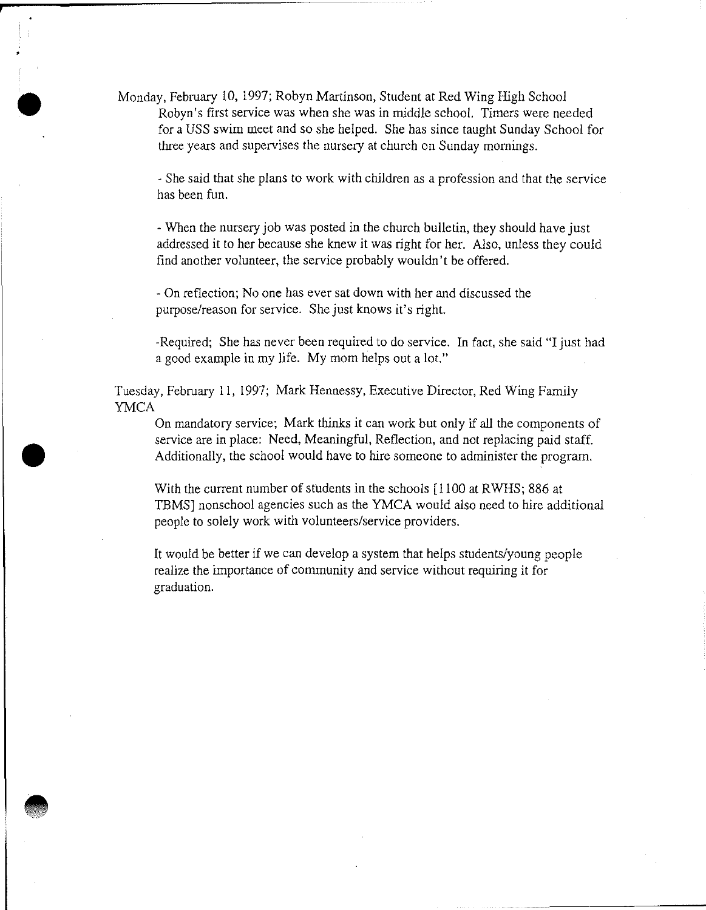Monday, February 10, 1997; Robyn Martinson, Student at Red Wing High School

Robyn's first service was when she was in middle school. Timers were needed for a USS swim meet and so she helped. She has since taught Sunday School for three years and supervises the nursery at church on Sunday mornings.

- She said that she plans to work with children as a profession and that the service has been fun.

- When the nursery job was posted in the church bulletin, they should have just addressed it to her because she knew it was right for her. Also, unless they could find another volunteer, the service probably wouldn't be offered.

- On reflection; No one has ever sat down with her and discussed the purpose/reason for service. She just knows it's right.

-Required; She has never been required to do service. In fact, she said "I just had a good example in my life. My mom helps out a lot."

Tuesday, February 11, 1997; Mark Hennessy, Executive Director, Red Wing Family YMCA

On mandatory service; Mark thinks it can work but only if all the components of service are in place: Need, Meaningful, Reflection, and not replacing paid staff. Additionally, the school would have to hire someone to administer the program.

With the current number of students in the schools [1100 at RWHS; 886 at TBMS] nonschool agencies such as the YMCA would also need to hire additional people to solely work with volunteers/service providers.

It would be better if we can develop a system that helps students/young people realize the importance of community and service without requiring it for graduation.